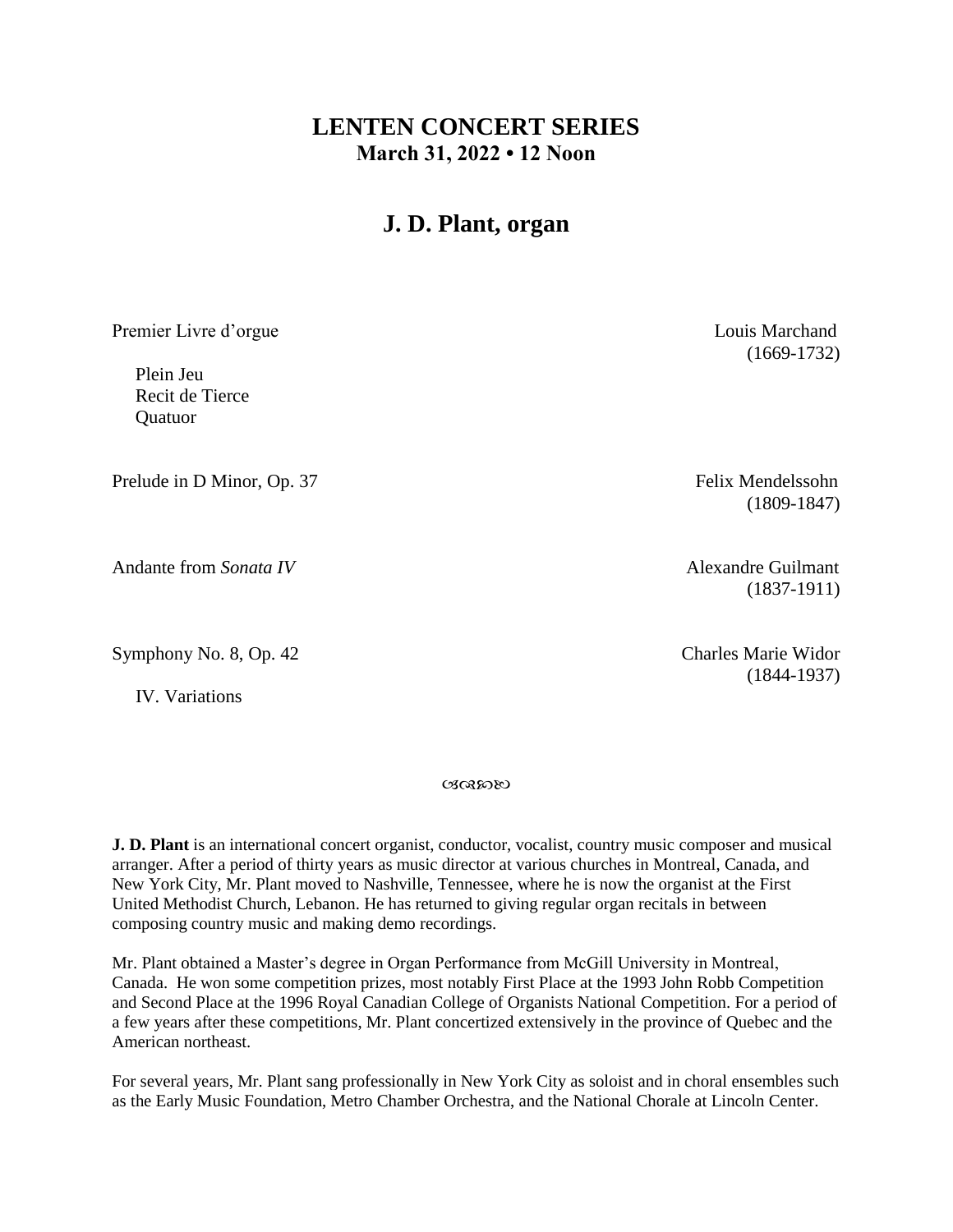# LENTEN CONCERT SERIES

## March 31, 2022 • 12 Noon

# J. D. Plant, organ

Premier Livre d'orgue — Louis Marchand (1669-1732)

- Plein Jeu
- Recit de Tierce
- Quatuor

Prelude in D Minor, Op. 37 — Felix Mendelssohn (1809-1847)

Andante from *Sonata IV* — Alexandre Guilmant (1837-1911)

Symphony No. 8, Op. 42 — Charles Marie Widor (1844-1937)

- IV. Variations

ꟹ

**J. D. Plant** is an international concert organist, conductor, vocalist, country music composer and musical arranger. After a period of thirty years as music director at various churches in Montreal, Canada, and New York City, Mr. Plant moved to Nashville, Tennessee, where he is now the organist at the First United Methodist Church, Lebanon. He has returned to giving regular organ recitals in between composing country music and making demo recordings.

Mr. Plant obtained a Master's degree in Organ Performance from McGill University in Montreal, Canada. He won some competition prizes, most notably First Place at the 1993 John Robb Competition and Second Place at the 1996 Royal Canadian College of Organists National Competition. For a period of a few years after these competitions, Mr. Plant concertized extensively in the province of Quebec and the American northeast.

For several years, Mr. Plant sang professionally in New York City as soloist and in choral ensembles such as the Early Music Foundation, Metro Chamber Orchestra, and the National Chorale at Lincoln Center.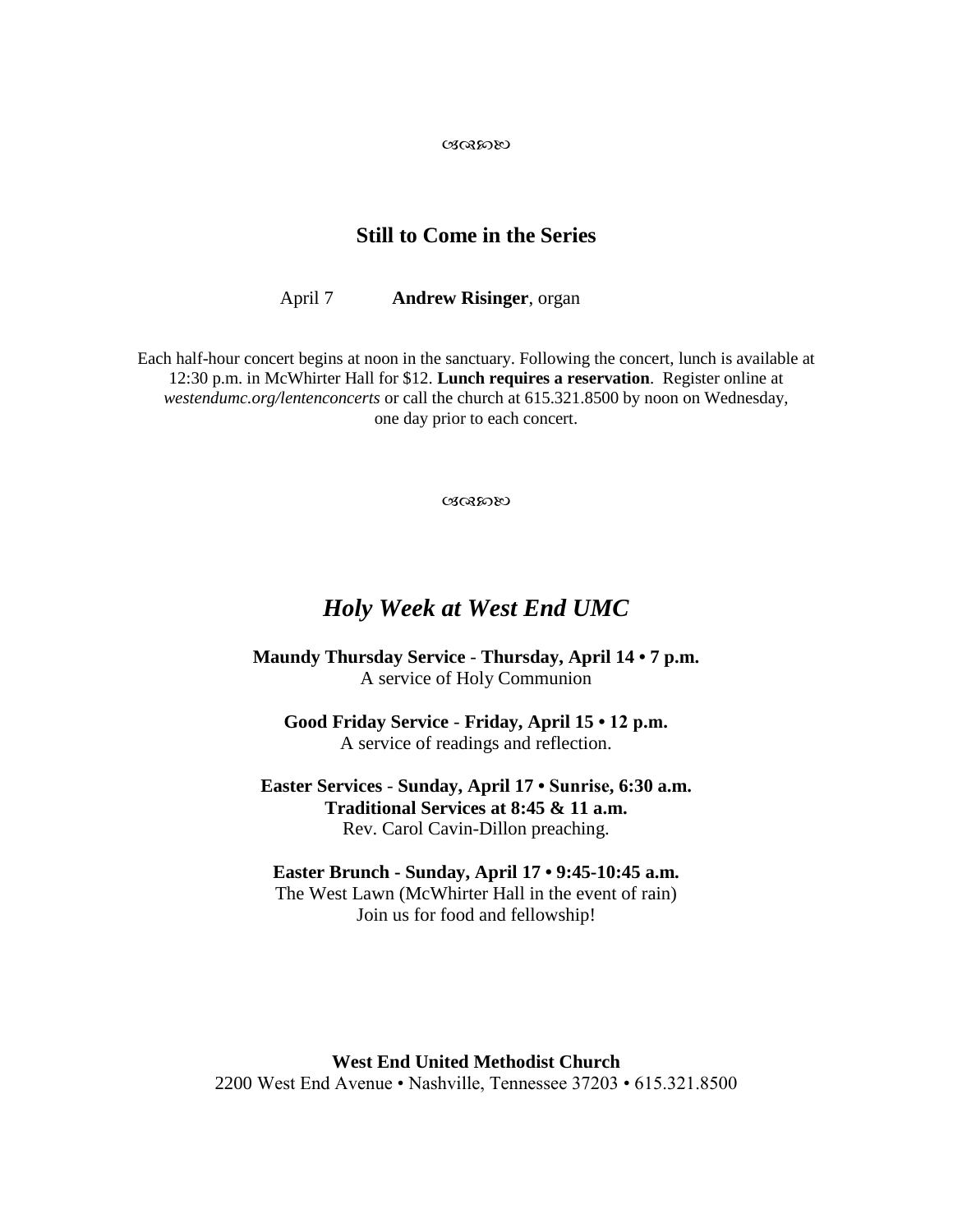ઊઋ

## Still to Come in the Series

April 7 **Andrew Risinger**, organ

Each half-hour concert begins at noon in the sanctuary. Following the concert, lunch is available at 12:30 p.m. in McWhirter Hall for $12. **Lunch requires a reservation**. Register online at *westendumc.org/lentenconcerts* or call the church at 615.321.8500 by noon on Wednesday, one day prior to each concert.

ઊઋ

## *Holy Week at West End UMC*

**Maundy Thursday Service - Thursday, April 14 • 7 p.m.**
A service of Holy Communion

**Good Friday Service - Friday, April 15 • 12 p.m.**
A service of readings and reflection.

**Easter Services - Sunday, April 17 • Sunrise, 6:30 a.m.**
**Traditional Services at 8:45 & 11 a.m.**
Rev. Carol Cavin-Dillon preaching.

**Easter Brunch - Sunday, April 17 • 9:45-10:45 a.m.**
The West Lawn (McWhirter Hall in the event of rain)
Join us for food and fellowship!

**West End United Methodist Church**
2200 West End Avenue • Nashville, Tennessee 37203 • 615.321.8500